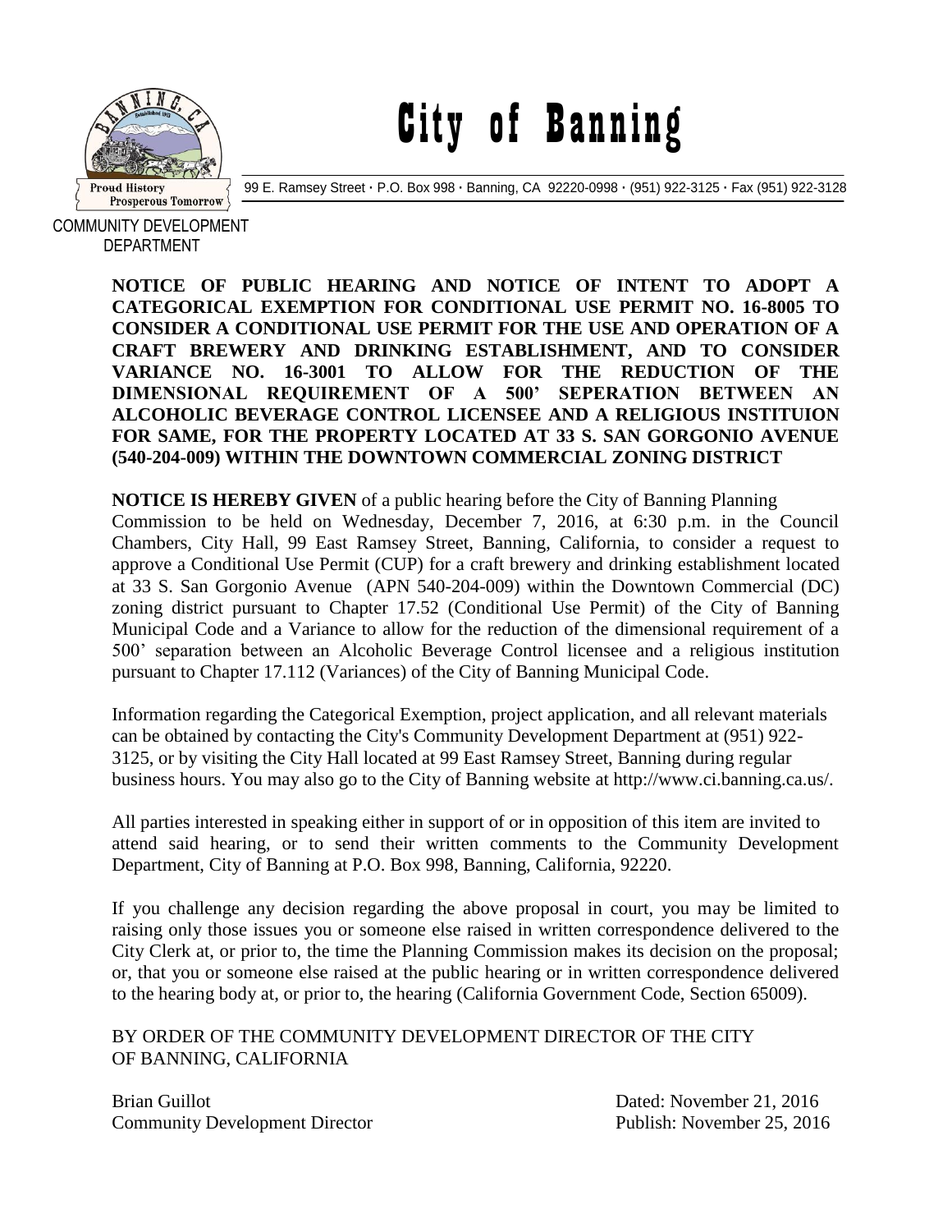# City of Banning

99 E. Ramsey Street · P.O. Box 998 · Banning, CA 92220-0998 · (951) 922-3125 · Fax (951) 922-3128

COMMUNITY DEVELOPMENT DEPARTMENT

**NOTICE OF PUBLIC HEARING AND NOTICE OF INTENT TO ADOPT A CATEGORICAL EXEMPTION FOR CONDITIONAL USE PERMIT NO. 16-8005 TO CONSIDER A CONDITIONAL USE PERMIT FOR THE USE AND OPERATION OF A CRAFT BREWERY AND DRINKING ESTABLISHMENT, AND TO CONSIDER VARIANCE NO. 16-3001 TO ALLOW FOR THE REDUCTION OF THE DIMENSIONAL REQUIREMENT OF A 500' SEPERATION BETWEEN AN ALCOHOLIC BEVERAGE CONTROL LICENSEE AND A RELIGIOUS INSTITUION FOR SAME, FOR THE PROPERTY LOCATED AT 33 S. SAN GORGONIO AVENUE (540-204-009) WITHIN THE DOWNTOWN COMMERCIAL ZONING DISTRICT**

**NOTICE IS HEREBY GIVEN** of a public hearing before the City of Banning Planning Commission to be held on Wednesday, December 7, 2016, at 6:30 p.m. in the Council Chambers, City Hall, 99 East Ramsey Street, Banning, California, to consider a request to approve a Conditional Use Permit (CUP) for a craft brewery and drinking establishment located at 33 S. San Gorgonio Avenue (APN 540-204-009) within the Downtown Commercial (DC) zoning district pursuant to Chapter 17.52 (Conditional Use Permit) of the City of Banning Municipal Code and a Variance to allow for the reduction of the dimensional requirement of a 500' separation between an Alcoholic Beverage Control licensee and a religious institution pursuant to Chapter 17.112 (Variances) of the City of Banning Municipal Code.

Information regarding the Categorical Exemption, project application, and all relevant materials can be obtained by contacting the City's Community Development Department at (951) 922-3125, or by visiting the City Hall located at 99 East Ramsey Street, Banning during regular business hours. You may also go to the City of Banning website at http://www.ci.banning.ca.us/.

All parties interested in speaking either in support of or in opposition of this item are invited to attend said hearing, or to send their written comments to the Community Development Department, City of Banning at P.O. Box 998, Banning, California, 92220.

If you challenge any decision regarding the above proposal in court, you may be limited to raising only those issues you or someone else raised in written correspondence delivered to the City Clerk at, or prior to, the time the Planning Commission makes its decision on the proposal; or, that you or someone else raised at the public hearing or in written correspondence delivered to the hearing body at, or prior to, the hearing (California Government Code, Section 65009).

BY ORDER OF THE COMMUNITY DEVELOPMENT DIRECTOR OF THE CITY OF BANNING, CALIFORNIA

Brian Guillot
Community Development Director

Dated: November 21, 2016
Publish: November 25, 2016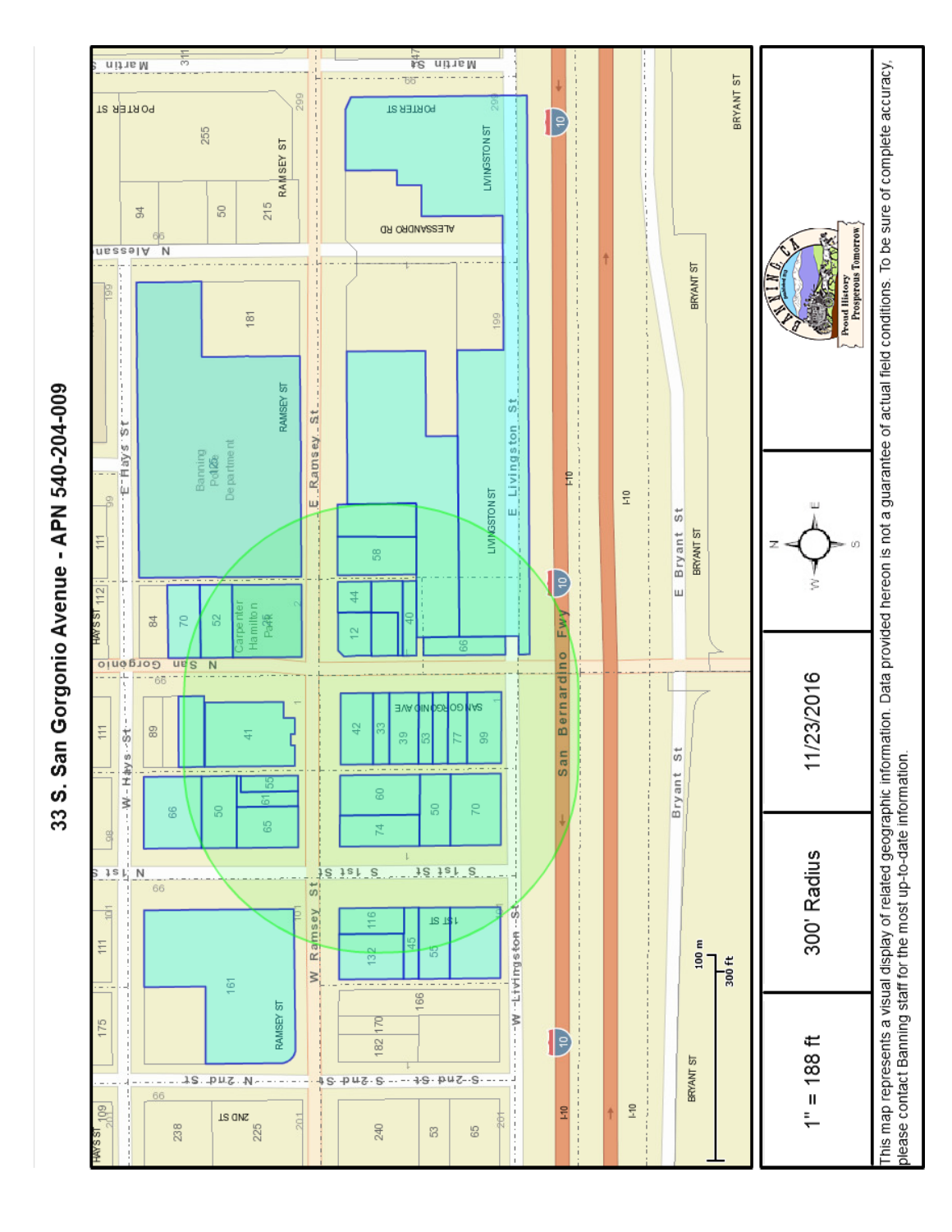# 33 S. San Gorgonio Avenue - APN 540-204-009

| 1" = 188 ft | 300' Radius | 11/23/2016 | | |
|---|---|---|---|---|

This map represents a visual display of related geographic information. Data provided hereon is not a guarantee of actual field conditions. To be sure of complete accuracy, please contact Banning staff for the most up-to-date information.